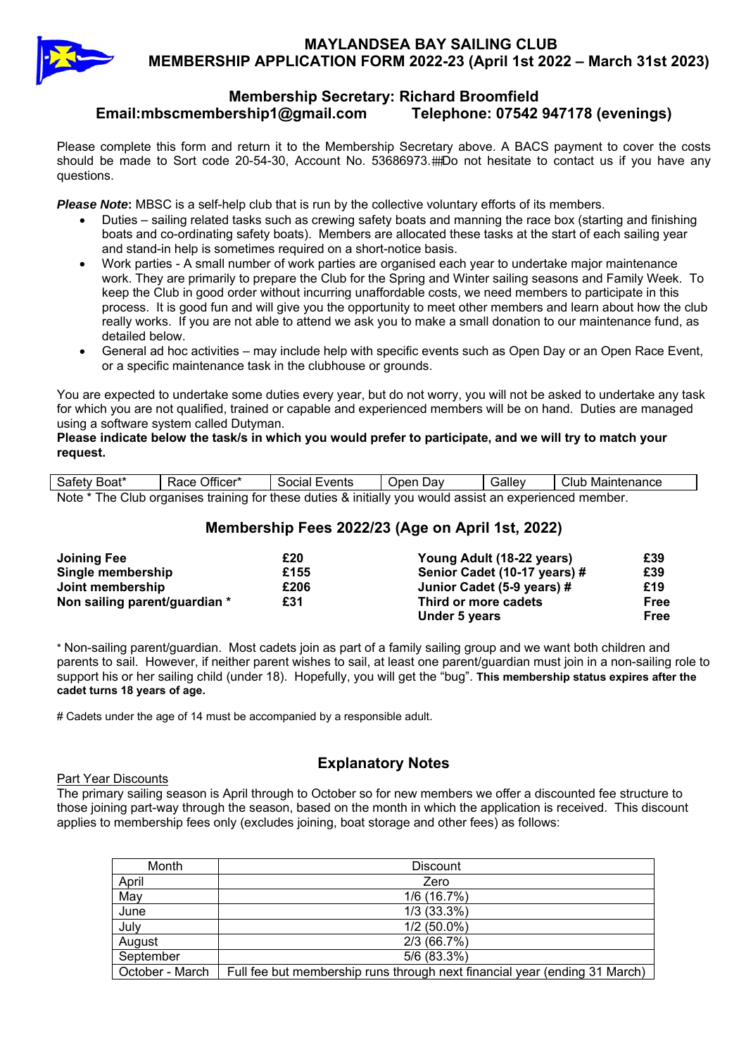# MAYLANDSEA BAY SAILING CLUB
# MEMBERSHIP APPLICATION FORM 2022-23 (April 1st 2022 – March 31st 2023)

## Membership Secretary: Richard Broomfield
**Email:mbscmembership1@gmail.com Telephone: 07542 947178 (evenings)**

Please complete this form and return it to the Membership Secretary above. A BACS payment to cover the costs should be made to Sort code 20-54-30, Account No. 53686973. Do not hesitate to contact us if you have any questions.

***Please Note*:** MBSC is a self-help club that is run by the collective voluntary efforts of its members.

- Duties – sailing related tasks such as crewing safety boats and manning the race box (starting and finishing boats and co-ordinating safety boats). Members are allocated these tasks at the start of each sailing year and stand-in help is sometimes required on a short-notice basis.
- Work parties - A small number of work parties are organised each year to undertake major maintenance work. They are primarily to prepare the Club for the Spring and Winter sailing seasons and Family Week. To keep the Club in good order without incurring unaffordable costs, we need members to participate in this process. It is good fun and will give you the opportunity to meet other members and learn about how the club really works. If you are not able to attend we ask you to make a small donation to our maintenance fund, as detailed below.
- General ad hoc activities – may include help with specific events such as Open Day or an Open Race Event, or a specific maintenance task in the clubhouse or grounds.

You are expected to undertake some duties every year, but do not worry, you will not be asked to undertake any task for which you are not qualified, trained or capable and experienced members will be on hand. Duties are managed using a software system called Dutyman.

**Please indicate below the task/s in which you would prefer to participate, and we will try to match your request.**

| Safety Boat* | Race Officer* | Social Events | Open Day | Galley | Club Maintenance |
|---|---|---|---|---|---|

Note * The Club organises training for these duties & initially you would assist an experienced member.

## Membership Fees 2022/23 (Age on April 1st, 2022)

| | | | |
|---|---|---|---|
| **Joining Fee** | **£20** | **Young Adult (18-22 years)** | **£39** |
| **Single membership** | **£155** | **Senior Cadet (10-17 years) #** | **£39** |
| **Joint membership** | **£206** | **Junior Cadet (5-9 years) #** | **£19** |
| **Non sailing parent/guardian *** | **£31** | **Third or more cadets** | **Free** |
| | | **Under 5 years** | **Free** |

* Non-sailing parent/guardian. Most cadets join as part of a family sailing group and we want both children and parents to sail. However, if neither parent wishes to sail, at least one parent/guardian must join in a non-sailing role to support his or her sailing child (under 18). Hopefully, you will get the "bug". **This membership status expires after the cadet turns 18 years of age.**

# Cadets under the age of 14 must be accompanied by a responsible adult.

## Explanatory Notes

Part Year Discounts

The primary sailing season is April through to October so for new members we offer a discounted fee structure to those joining part-way through the season, based on the month in which the application is received. This discount applies to membership fees only (excludes joining, boat storage and other fees) as follows:

| Month | Discount |
|---|---|
| April | Zero |
| May | 1/6 (16.7%) |
| June | 1/3 (33.3%) |
| July | 1/2 (50.0%) |
| August | 2/3 (66.7%) |
| September | 5/6 (83.3%) |
| October - March | Full fee but membership runs through next financial year (ending 31 March) |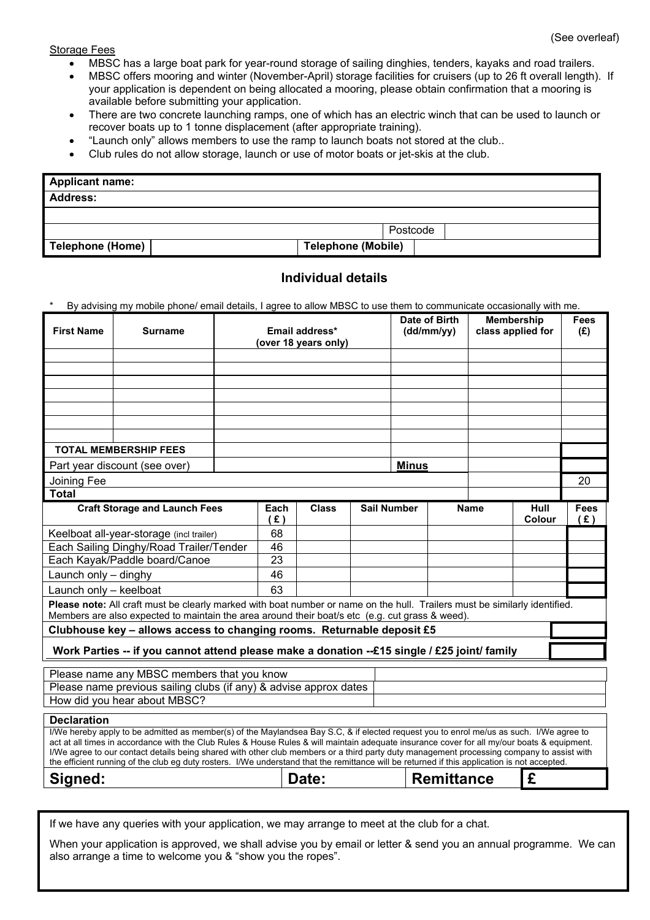(See overleaf)

Storage Fees

- MBSC has a large boat park for year-round storage of sailing dinghies, tenders, kayaks and road trailers.
- MBSC offers mooring and winter (November-April) storage facilities for cruisers (up to 26 ft overall length). If your application is dependent on being allocated a mooring, please obtain confirmation that a mooring is available before submitting your application.
- There are two concrete launching ramps, one of which has an electric winch that can be used to launch or recover boats up to 1 tonne displacement (after appropriate training).
- "Launch only" allows members to use the ramp to launch boats not stored at the club..
- Club rules do not allow storage, launch or use of motor boats or jet-skis at the club.

| **Applicant name:** | | | |
|---|---|---|---|
| **Address:** | | | |
| | | | |
| | | Postcode | |
| **Telephone (Home)** | | **Telephone (Mobile)** | |

## Individual details

\* By advising my mobile phone/ email details, I agree to allow MBSC to use them to communicate occasionally with me.

| First Name | Surname | Email address* (over 18 years only) | Date of Birth (dd/mm/yy) | Membership class applied for | Fees (£) |
|---|---|---|---|---|---|
| | | | | | |
| | | | | | |
| | | | | | |
| | | | | | |
| | | | | | |
| | | | | | |
| | | | | | |
| **TOTAL MEMBERSHIP FEES** | | | | | |
| Part year discount (see over) | | | **Minus** | | |
| Joining Fee | | | | | 20 |
| **Total** | | | | | |

| Craft Storage and Launch Fees | Each (£) | Class | Sail Number | Name | Hull Colour | Fees (£) |
|---|---|---|---|---|---|---|
| Keelboat all-year-storage (incl trailer) | 68 | | | | | |
| Each Sailing Dinghy/Road Trailer/Tender | 46 | | | | | |
| Each Kayak/Paddle board/Canoe | 23 | | | | | |
| Launch only – dinghy | 46 | | | | | |
| Launch only – keelboat | 63 | | | | | |

**Please note:** All craft must be clearly marked with boat number or name on the hull. Trailers must be similarly identified. Members are also expected to maintain the area around their boat/s etc (e.g. cut grass & weed).

| | |
|---|---|
| **Clubhouse key – allows access to changing rooms. Returnable deposit £5** | |
| **Work Parties -- if you cannot attend please make a donation --£15 single / £25 joint/ family** | |

| | |
|---|---|
| Please name any MBSC members that you know | |
| Please name previous sailing clubs (if any) & advise approx dates | |
| How did you hear about MBSC? | |

**Declaration**

I/We hereby apply to be admitted as member(s) of the Maylandsea Bay S.C, & if elected request you to enrol me/us as such. I/We agree to act at all times in accordance with the Club Rules & House Rules & will maintain adequate insurance cover for all my/our boats & equipment. I/We agree to our contact details being shared with other club members or a third party duty management processing company to assist with the efficient running of the club eg duty rosters. I/We understand that the remittance will be returned if this application is not accepted.

| **Signed:** | **Date:** | **Remittance** | **£** |
|---|---|---|---|

If we have any queries with your application, we may arrange to meet at the club for a chat.

When your application is approved, we shall advise you by email or letter & send you an annual programme. We can also arrange a time to welcome you & "show you the ropes".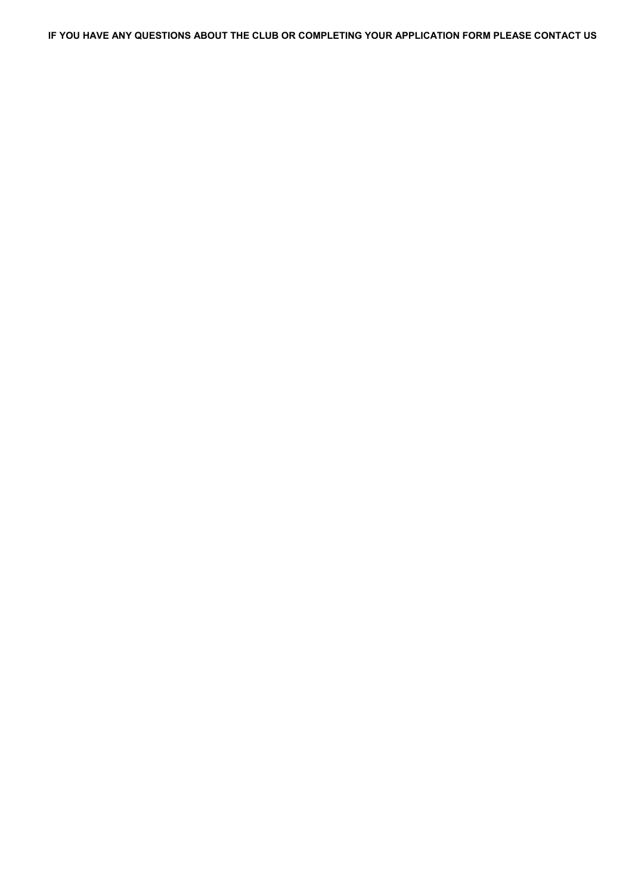**IF YOU HAVE ANY QUESTIONS ABOUT THE CLUB OR COMPLETING YOUR APPLICATION FORM PLEASE CONTACT US**